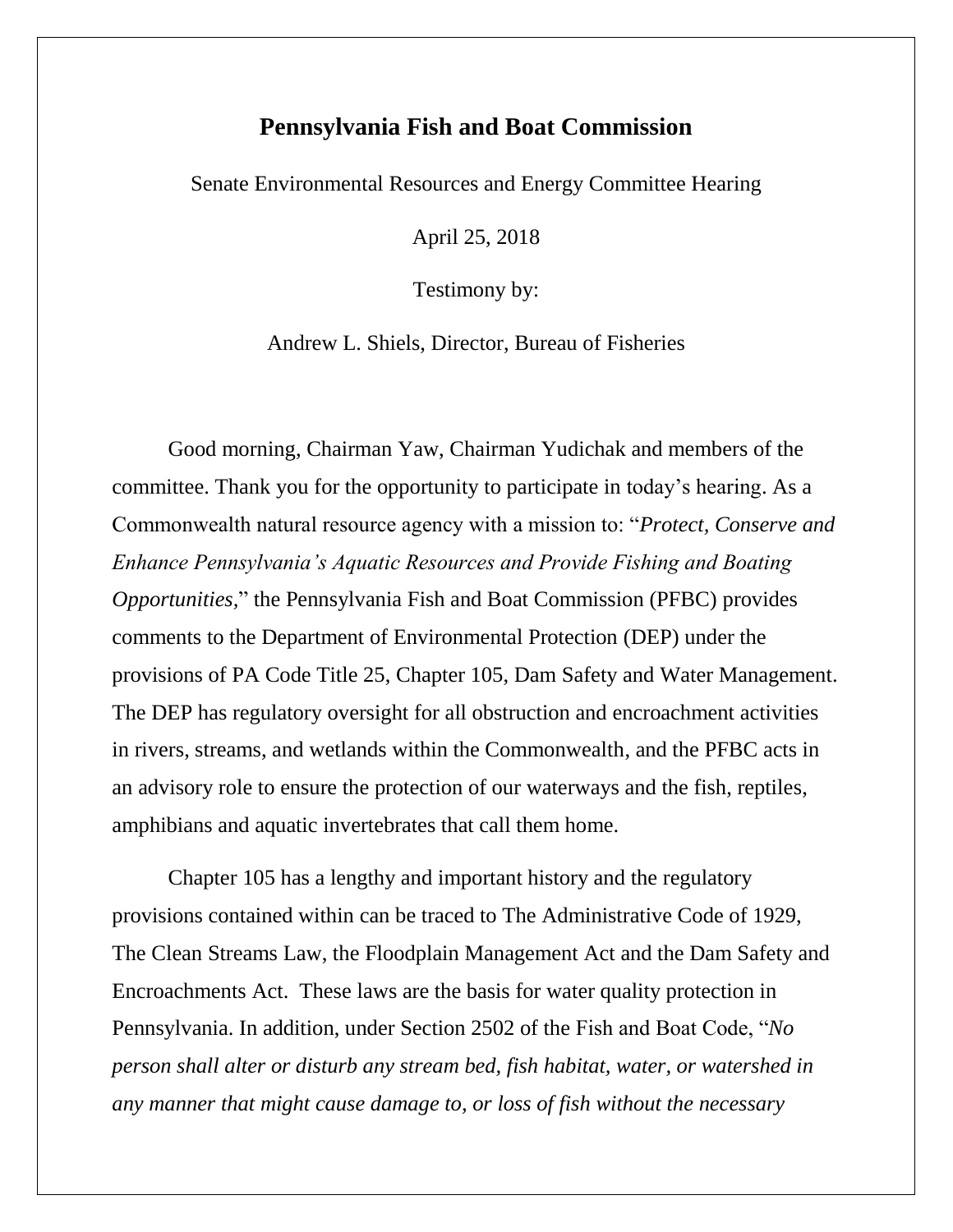# Pennsylvania Fish and Boat Commission

Senate Environmental Resources and Energy Committee Hearing

April 25, 2018

Testimony by:

Andrew L. Shiels, Director, Bureau of Fisheries

Good morning, Chairman Yaw, Chairman Yudichak and members of the committee. Thank you for the opportunity to participate in today's hearing. As a Commonwealth natural resource agency with a mission to: "*Protect, Conserve and Enhance Pennsylvania's Aquatic Resources and Provide Fishing and Boating Opportunities*," the Pennsylvania Fish and Boat Commission (PFBC) provides comments to the Department of Environmental Protection (DEP) under the provisions of PA Code Title 25, Chapter 105, Dam Safety and Water Management. The DEP has regulatory oversight for all obstruction and encroachment activities in rivers, streams, and wetlands within the Commonwealth, and the PFBC acts in an advisory role to ensure the protection of our waterways and the fish, reptiles, amphibians and aquatic invertebrates that call them home.

Chapter 105 has a lengthy and important history and the regulatory provisions contained within can be traced to The Administrative Code of 1929, The Clean Streams Law, the Floodplain Management Act and the Dam Safety and Encroachments Act. These laws are the basis for water quality protection in Pennsylvania. In addition, under Section 2502 of the Fish and Boat Code, "*No person shall alter or disturb any stream bed, fish habitat, water, or watershed in any manner that might cause damage to, or loss of fish without the necessary*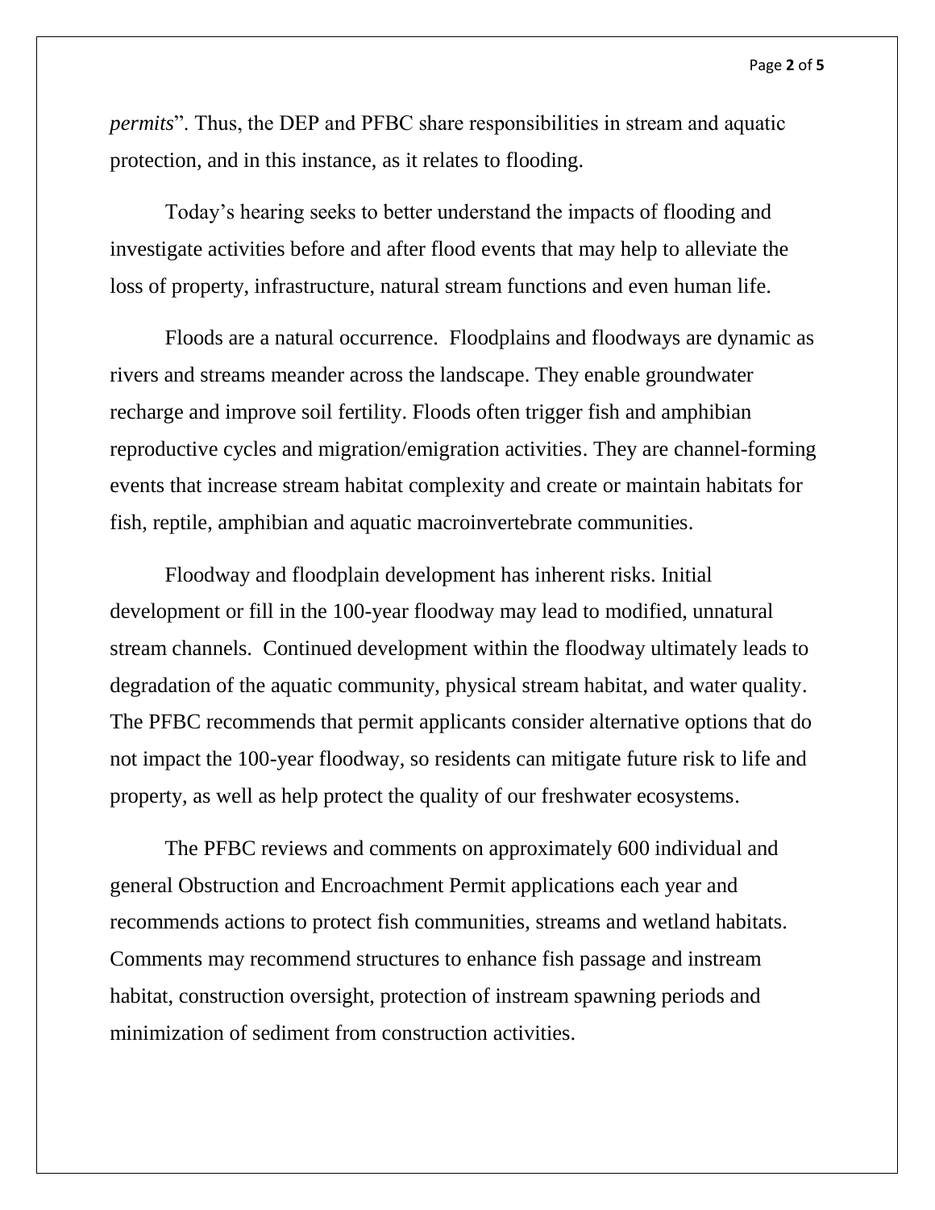*permits*". Thus, the DEP and PFBC share responsibilities in stream and aquatic protection, and in this instance, as it relates to flooding.

Today's hearing seeks to better understand the impacts of flooding and investigate activities before and after flood events that may help to alleviate the loss of property, infrastructure, natural stream functions and even human life.

Floods are a natural occurrence. Floodplains and floodways are dynamic as rivers and streams meander across the landscape. They enable groundwater recharge and improve soil fertility. Floods often trigger fish and amphibian reproductive cycles and migration/emigration activities. They are channel-forming events that increase stream habitat complexity and create or maintain habitats for fish, reptile, amphibian and aquatic macroinvertebrate communities.

Floodway and floodplain development has inherent risks. Initial development or fill in the 100-year floodway may lead to modified, unnatural stream channels. Continued development within the floodway ultimately leads to degradation of the aquatic community, physical stream habitat, and water quality. The PFBC recommends that permit applicants consider alternative options that do not impact the 100-year floodway, so residents can mitigate future risk to life and property, as well as help protect the quality of our freshwater ecosystems.

The PFBC reviews and comments on approximately 600 individual and general Obstruction and Encroachment Permit applications each year and recommends actions to protect fish communities, streams and wetland habitats. Comments may recommend structures to enhance fish passage and instream habitat, construction oversight, protection of instream spawning periods and minimization of sediment from construction activities.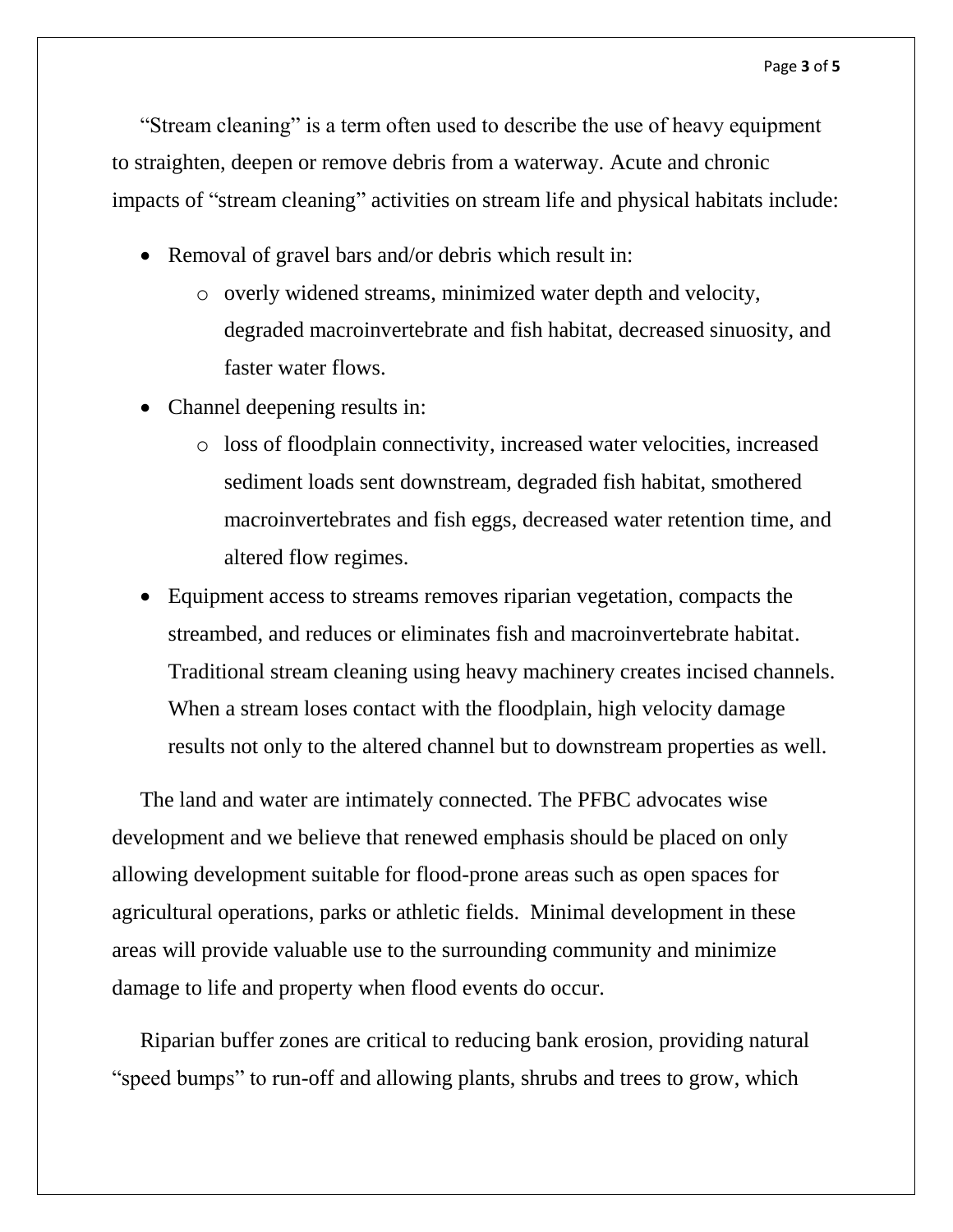"Stream cleaning" is a term often used to describe the use of heavy equipment to straighten, deepen or remove debris from a waterway. Acute and chronic impacts of "stream cleaning" activities on stream life and physical habitats include:

- Removal of gravel bars and/or debris which result in:
  - overly widened streams, minimized water depth and velocity, degraded macroinvertebrate and fish habitat, decreased sinuosity, and faster water flows.
- Channel deepening results in:
  - loss of floodplain connectivity, increased water velocities, increased sediment loads sent downstream, degraded fish habitat, smothered macroinvertebrates and fish eggs, decreased water retention time, and altered flow regimes.
- Equipment access to streams removes riparian vegetation, compacts the streambed, and reduces or eliminates fish and macroinvertebrate habitat. Traditional stream cleaning using heavy machinery creates incised channels. When a stream loses contact with the floodplain, high velocity damage results not only to the altered channel but to downstream properties as well.

The land and water are intimately connected. The PFBC advocates wise development and we believe that renewed emphasis should be placed on only allowing development suitable for flood-prone areas such as open spaces for agricultural operations, parks or athletic fields. Minimal development in these areas will provide valuable use to the surrounding community and minimize damage to life and property when flood events do occur.

Riparian buffer zones are critical to reducing bank erosion, providing natural "speed bumps" to run-off and allowing plants, shrubs and trees to grow, which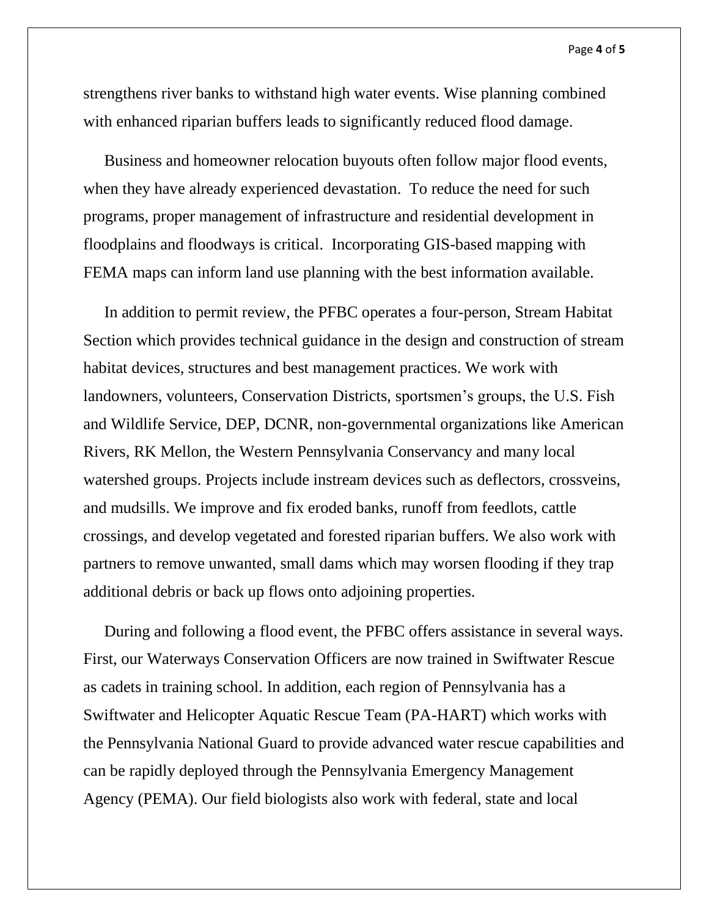strengthens river banks to withstand high water events. Wise planning combined with enhanced riparian buffers leads to significantly reduced flood damage.

Business and homeowner relocation buyouts often follow major flood events, when they have already experienced devastation. To reduce the need for such programs, proper management of infrastructure and residential development in floodplains and floodways is critical. Incorporating GIS-based mapping with FEMA maps can inform land use planning with the best information available.

In addition to permit review, the PFBC operates a four-person, Stream Habitat Section which provides technical guidance in the design and construction of stream habitat devices, structures and best management practices. We work with landowners, volunteers, Conservation Districts, sportsmen's groups, the U.S. Fish and Wildlife Service, DEP, DCNR, non-governmental organizations like American Rivers, RK Mellon, the Western Pennsylvania Conservancy and many local watershed groups. Projects include instream devices such as deflectors, crossveins, and mudsills. We improve and fix eroded banks, runoff from feedlots, cattle crossings, and develop vegetated and forested riparian buffers. We also work with partners to remove unwanted, small dams which may worsen flooding if they trap additional debris or back up flows onto adjoining properties.

During and following a flood event, the PFBC offers assistance in several ways. First, our Waterways Conservation Officers are now trained in Swiftwater Rescue as cadets in training school. In addition, each region of Pennsylvania has a Swiftwater and Helicopter Aquatic Rescue Team (PA-HART) which works with the Pennsylvania National Guard to provide advanced water rescue capabilities and can be rapidly deployed through the Pennsylvania Emergency Management Agency (PEMA). Our field biologists also work with federal, state and local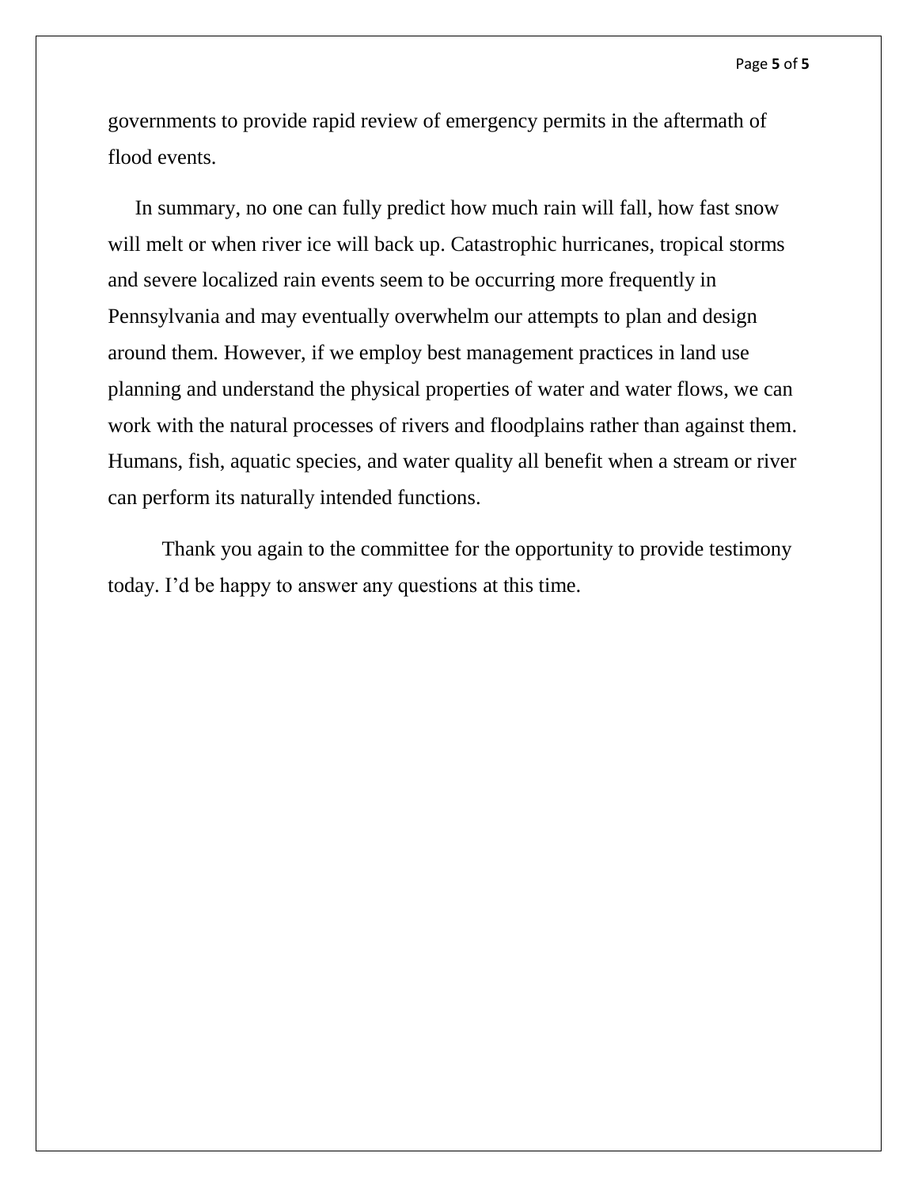governments to provide rapid review of emergency permits in the aftermath of flood events.

In summary, no one can fully predict how much rain will fall, how fast snow will melt or when river ice will back up. Catastrophic hurricanes, tropical storms and severe localized rain events seem to be occurring more frequently in Pennsylvania and may eventually overwhelm our attempts to plan and design around them. However, if we employ best management practices in land use planning and understand the physical properties of water and water flows, we can work with the natural processes of rivers and floodplains rather than against them. Humans, fish, aquatic species, and water quality all benefit when a stream or river can perform its naturally intended functions.

Thank you again to the committee for the opportunity to provide testimony today. I'd be happy to answer any questions at this time.